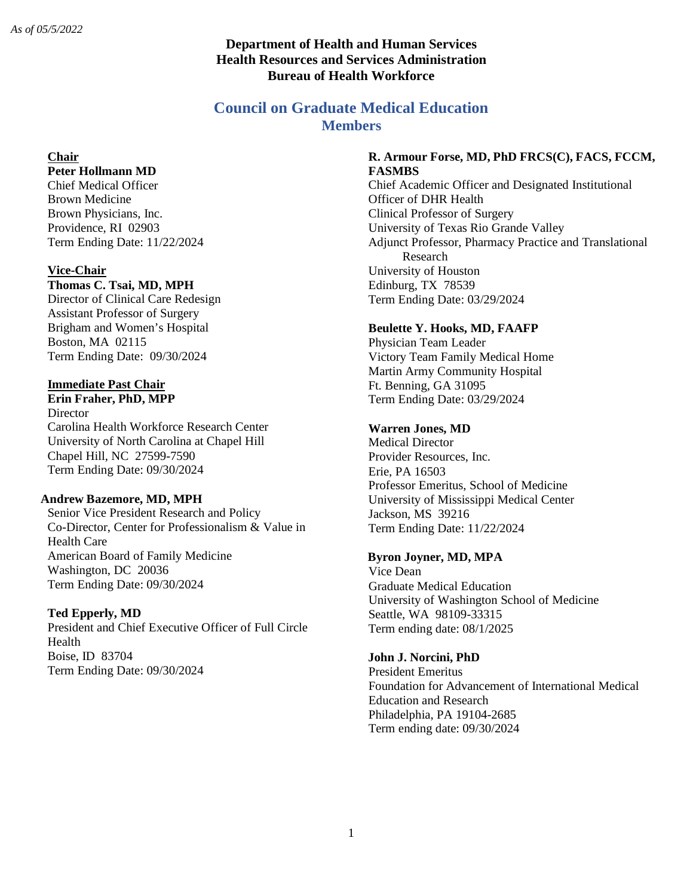*As of 05/5/2022*

**Department of Health and Human Services**
**Health Resources and Services Administration**
**Bureau of Health Workforce**

# Council on Graduate Medical Education
## Members

**Chair**
**Peter Hollmann MD**
Chief Medical Officer
Brown Medicine
Brown Physicians, Inc.
Providence, RI 02903
Term Ending Date: 11/22/2024

**Vice-Chair**
**Thomas C. Tsai, MD, MPH**
Director of Clinical Care Redesign
Assistant Professor of Surgery
Brigham and Women's Hospital
Boston, MA 02115
Term Ending Date: 09/30/2024

**Immediate Past Chair**
**Erin Fraher, PhD, MPP**
Director
Carolina Health Workforce Research Center
University of North Carolina at Chapel Hill
Chapel Hill, NC 27599-7590
Term Ending Date: 09/30/2024

**Andrew Bazemore, MD, MPH**
Senior Vice President Research and Policy
Co-Director, Center for Professionalism & Value in Health Care
American Board of Family Medicine
Washington, DC 20036
Term Ending Date: 09/30/2024

**Ted Epperly, MD**
President and Chief Executive Officer of Full Circle Health
Boise, ID 83704
Term Ending Date: 09/30/2024

**R. Armour Forse, MD, PhD FRCS(C), FACS, FCCM, FASMBS**
Chief Academic Officer and Designated Institutional Officer of DHR Health
Clinical Professor of Surgery
University of Texas Rio Grande Valley
Adjunct Professor, Pharmacy Practice and Translational Research
University of Houston
Edinburg, TX 78539
Term Ending Date: 03/29/2024

**Beulette Y. Hooks, MD, FAAFP**
Physician Team Leader
Victory Team Family Medical Home
Martin Army Community Hospital
Ft. Benning, GA 31095
Term Ending Date: 03/29/2024

**Warren Jones, MD**
Medical Director
Provider Resources, Inc.
Erie, PA 16503
Professor Emeritus, School of Medicine
University of Mississippi Medical Center
Jackson, MS 39216
Term Ending Date: 11/22/2024

**Byron Joyner, MD, MPA**
Vice Dean
Graduate Medical Education
University of Washington School of Medicine
Seattle, WA 98109-33315
Term ending date: 08/1/2025

**John J. Norcini, PhD**
President Emeritus
Foundation for Advancement of International Medical Education and Research
Philadelphia, PA 19104-2685
Term ending date: 09/30/2024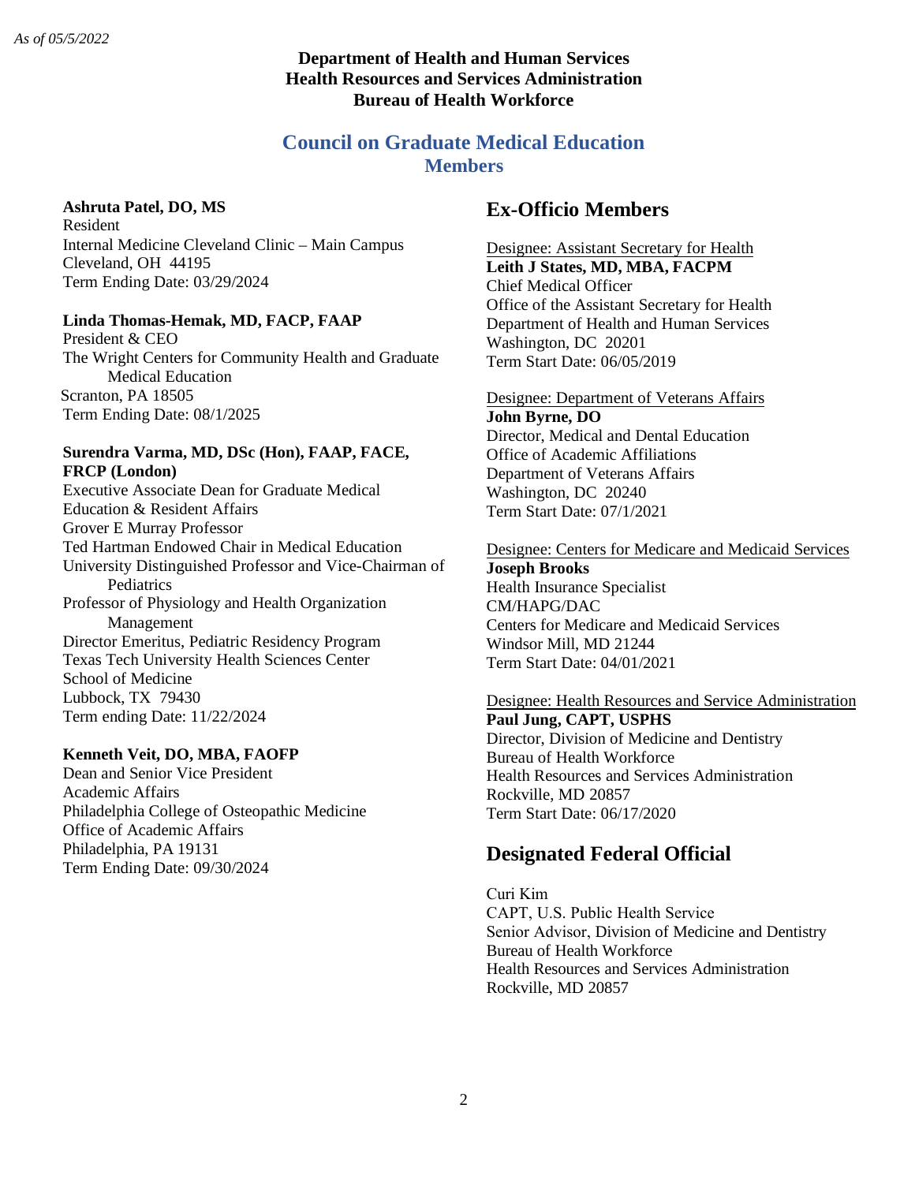*As of 05/5/2022*

**Department of Health and Human Services**
**Health Resources and Services Administration**
**Bureau of Health Workforce**

## Council on Graduate Medical Education Members

**Ashruta Patel, DO, MS**
Resident
Internal Medicine Cleveland Clinic – Main Campus
Cleveland, OH 44195
Term Ending Date: 03/29/2024

**Linda Thomas-Hemak, MD, FACP, FAAP**
President & CEO
The Wright Centers for Community Health and Graduate Medical Education
Scranton, PA 18505
Term Ending Date: 08/1/2025

**Surendra Varma, MD, DSc (Hon), FAAP, FACE, FRCP (London)**
Executive Associate Dean for Graduate Medical Education & Resident Affairs
Grover E Murray Professor
Ted Hartman Endowed Chair in Medical Education
University Distinguished Professor and Vice-Chairman of Pediatrics
Professor of Physiology and Health Organization Management
Director Emeritus, Pediatric Residency Program
Texas Tech University Health Sciences Center
School of Medicine
Lubbock, TX 79430
Term ending Date: 11/22/2024

**Kenneth Veit, DO, MBA, FAOFP**
Dean and Senior Vice President
Academic Affairs
Philadelphia College of Osteopathic Medicine
Office of Academic Affairs
Philadelphia, PA 19131
Term Ending Date: 09/30/2024

## Ex-Officio Members

Designee: Assistant Secretary for Health
**Leith J States, MD, MBA, FACPM**
Chief Medical Officer
Office of the Assistant Secretary for Health
Department of Health and Human Services
Washington, DC 20201
Term Start Date: 06/05/2019

Designee: Department of Veterans Affairs
**John Byrne, DO**
Director, Medical and Dental Education
Office of Academic Affiliations
Department of Veterans Affairs
Washington, DC 20240
Term Start Date: 07/1/2021

Designee: Centers for Medicare and Medicaid Services
**Joseph Brooks**
Health Insurance Specialist
CM/HAPG/DAC
Centers for Medicare and Medicaid Services
Windsor Mill, MD 21244
Term Start Date: 04/01/2021

Designee: Health Resources and Service Administration
**Paul Jung, CAPT, USPHS**
Director, Division of Medicine and Dentistry
Bureau of Health Workforce
Health Resources and Services Administration
Rockville, MD 20857
Term Start Date: 06/17/2020

## Designated Federal Official

Curi Kim
CAPT, U.S. Public Health Service
Senior Advisor, Division of Medicine and Dentistry
Bureau of Health Workforce
Health Resources and Services Administration
Rockville, MD 20857